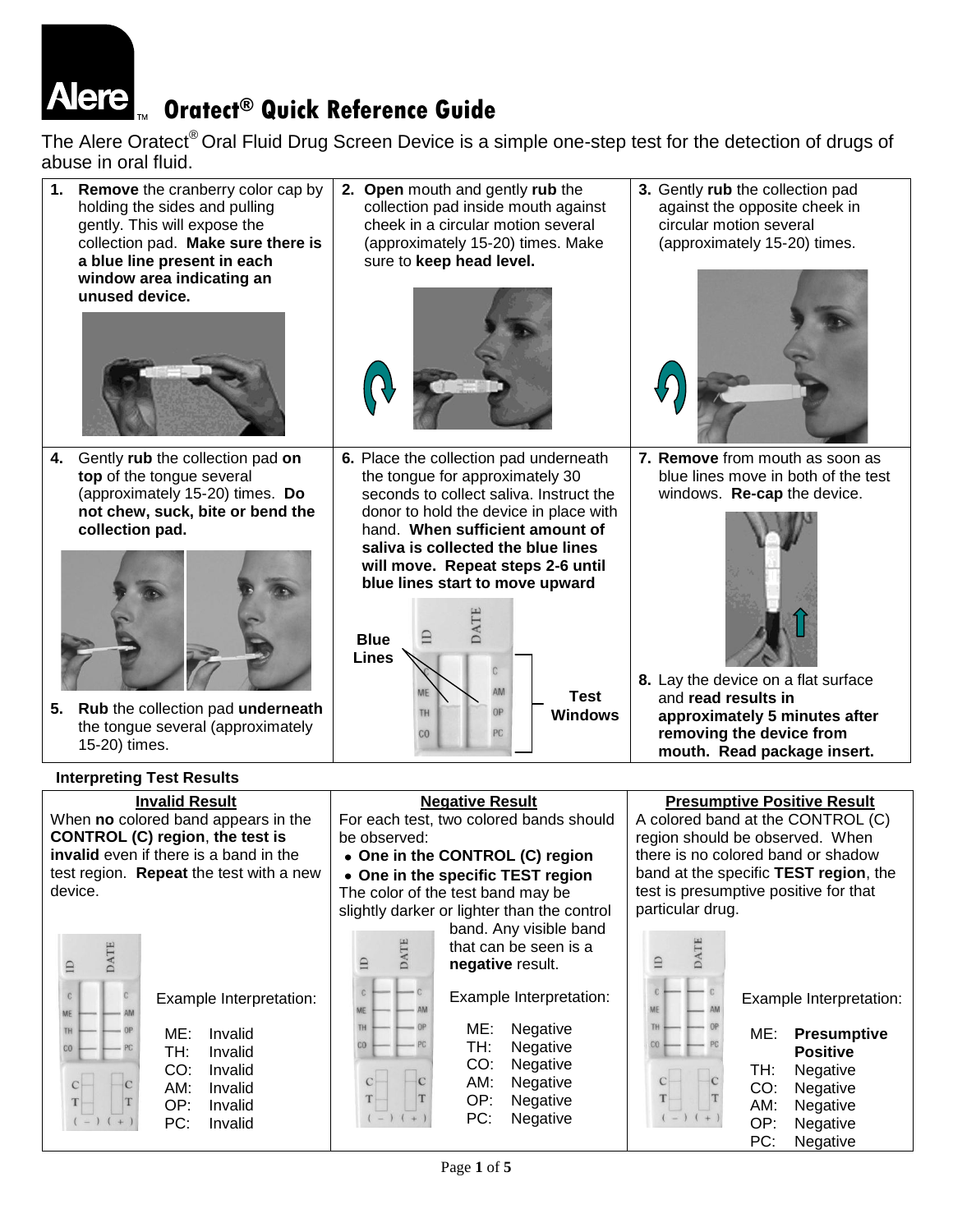# Alere™ Oratect® Quick Reference Guide

The Alere Oratect® Oral Fluid Drug Screen Device is a simple one-step test for the detection of drugs of abuse in oral fluid.

1. **Remove** the cranberry color cap by holding the sides and pulling gently. This will expose the collection pad. **Make sure there is a blue line present in each window area indicating an unused device.**

2. **Open** mouth and gently **rub** the collection pad inside mouth against cheek in a circular motion several (approximately 15-20) times. Make sure to **keep head level.**

3. Gently **rub** the collection pad against the opposite cheek in circular motion several (approximately 15-20) times.

4. Gently **rub** the collection pad **on top** of the tongue several (approximately 15-20) times. **Do not chew, suck, bite or bend the collection pad.**

5. **Rub** the collection pad **underneath** the tongue several (approximately 15-20) times.

6. Place the collection pad underneath the tongue for approximately 30 seconds to collect saliva. Instruct the donor to hold the device in place with hand. **When sufficient amount of saliva is collected the blue lines will move. Repeat steps 2-6 until blue lines start to move upward**

   Blue Lines — Test Windows

7. **Remove** from mouth as soon as blue lines move in both of the test windows. **Re-cap** the device.

8. Lay the device on a flat surface and **read results in approximately 5 minutes after removing the device from mouth. Read package insert.**

## Interpreting Test Results

### Invalid Result

When **no** colored band appears in the **CONTROL (C) region**, **the test is invalid** even if there is a band in the test region. **Repeat** the test with a new device.

Example Interpretation:

| | |
|---|---|
| ME: | Invalid |
| TH: | Invalid |
| CO: | Invalid |
| AM: | Invalid |
| OP: | Invalid |
| PC: | Invalid |

### Negative Result

For each test, two colored bands should be observed:

- **One in the CONTROL (C) region**
- **One in the specific TEST region**

The color of the test band may be slightly darker or lighter than the control band. Any visible band that can be seen is a **negative** result.

Example Interpretation:

| | |
|---|---|
| ME: | Negative |
| TH: | Negative |
| CO: | Negative |
| AM: | Negative |
| OP: | Negative |
| PC: | Negative |

### Presumptive Positive Result

A colored band at the CONTROL (C) region should be observed. When there is no colored band or shadow band at the specific **TEST region**, the test is presumptive positive for that particular drug.

Example Interpretation:

| | |
|---|---|
| ME: | **Presumptive Positive** |
| TH: | Negative |
| CO: | Negative |
| AM: | Negative |
| OP: | Negative |
| PC: | Negative |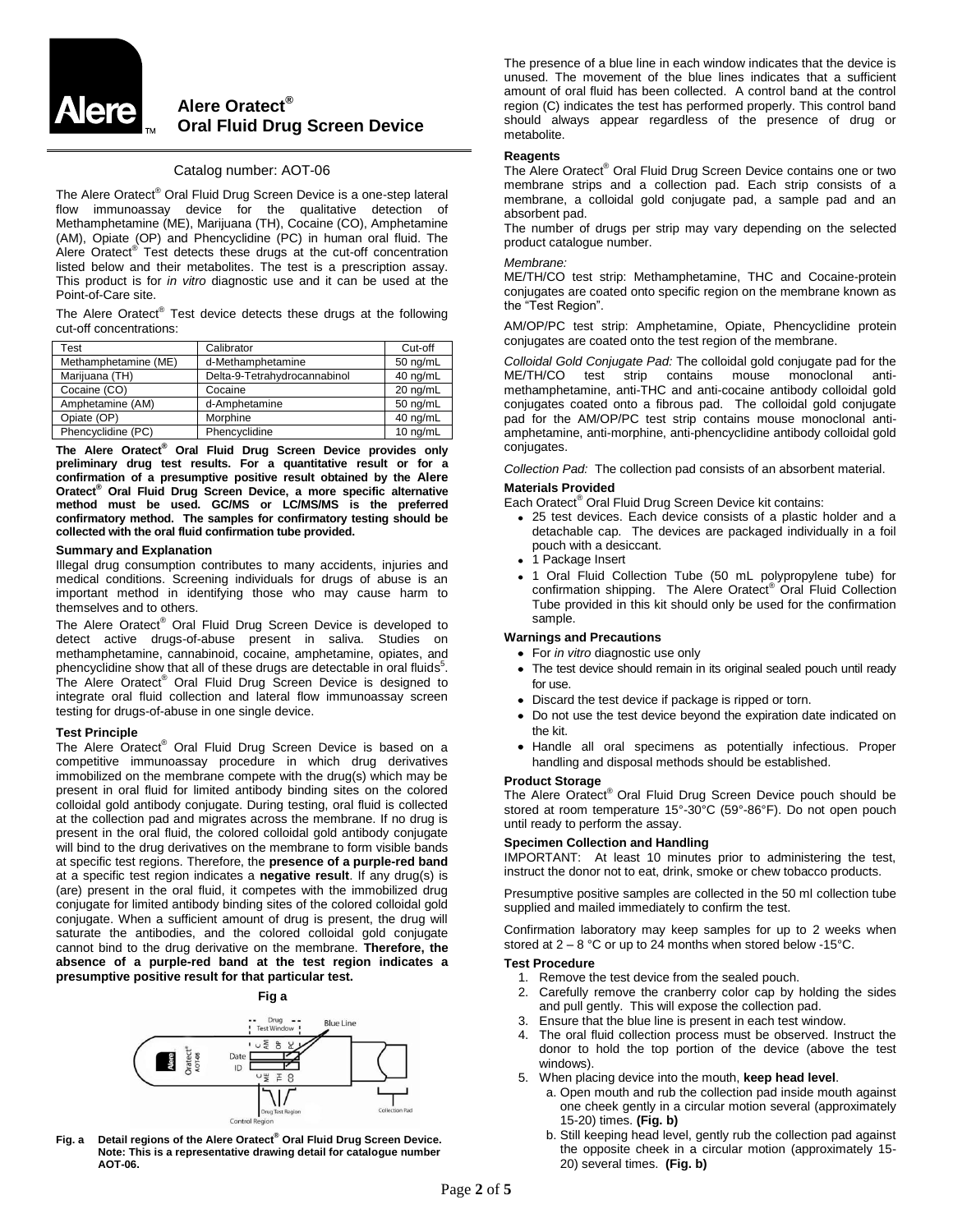# Alere Oratect®
# Oral Fluid Drug Screen Device

Catalog number: AOT-06

The Alere Oratect® Oral Fluid Drug Screen Device is a one-step lateral flow immunoassay device for the qualitative detection of Methamphetamine (ME), Marijuana (TH), Cocaine (CO), Amphetamine (AM), Opiate (OP) and Phencyclidine (PC) in human oral fluid. The Alere Oratect® Test detects these drugs at the cut-off concentration listed below and their metabolites. The test is a prescription assay. This product is for *in vitro* diagnostic use and it can be used at the Point-of-Care site.

The Alere Oratect® Test device detects these drugs at the following cut-off concentrations:

| Test | Calibrator | Cut-off |
|---|---|---|
| Methamphetamine (ME) | d-Methamphetamine | 50 ng/mL |
| Marijuana (TH) | Delta-9-Tetrahydrocannabinol | 40 ng/mL |
| Cocaine (CO) | Cocaine | 20 ng/mL |
| Amphetamine (AM) | d-Amphetamine | 50 ng/mL |
| Opiate (OP) | Morphine | 40 ng/mL |
| Phencyclidine (PC) | Phencyclidine | 10 ng/mL |

**The Alere Oratect® Oral Fluid Drug Screen Device provides only preliminary drug test results. For a quantitative result or for a confirmation of a presumptive positive result obtained by the Alere Oratect® Oral Fluid Drug Screen Device, a more specific alternative method must be used. GC/MS or LC/MS/MS is the preferred confirmatory method. The samples for confirmatory testing should be collected with the oral fluid confirmation tube provided.**

### Summary and Explanation

Illegal drug consumption contributes to many accidents, injuries and medical conditions. Screening individuals for drugs of abuse is an important method in identifying those who may cause harm to themselves and to others.

The Alere Oratect® Oral Fluid Drug Screen Device is developed to detect active drugs-of-abuse present in saliva. Studies on methamphetamine, cannabinoid, cocaine, amphetamine, opiates, and phencyclidine show that all of these drugs are detectable in oral fluids[5]. The Alere Oratect® Oral Fluid Drug Screen Device is designed to integrate oral fluid collection and lateral flow immunoassay screen testing for drugs-of-abuse in one single device.

### Test Principle

The Alere Oratect® Oral Fluid Drug Screen Device is based on a competitive immunoassay procedure in which drug derivatives immobilized on the membrane compete with the drug(s) which may be present in oral fluid for limited antibody binding sites on the colored colloidal gold antibody conjugate. During testing, oral fluid is collected at the collection pad and migrates across the membrane. If no drug is present in the oral fluid, the colored colloidal gold antibody conjugate will bind to the drug derivatives on the membrane to form visible bands at specific test regions. Therefore, the **presence of a purple-red band** at a specific test region indicates a **negative result**. If any drug(s) is (are) present in the oral fluid, it competes with the immobilized drug conjugate for limited antibody binding sites of the colored colloidal gold conjugate. When a sufficient amount of drug is present, the drug will saturate the antibodies, and the colored colloidal gold conjugate cannot bind to the drug derivative on the membrane. **Therefore, the absence of a purple-red band at the test region indicates a presumptive positive result for that particular test.**

**Fig a**

**Fig. a Detail regions of the Alere Oratect® Oral Fluid Drug Screen Device. Note: This is a representative drawing detail for catalogue number AOT-06.**

The presence of a blue line in each window indicates that the device is unused. The movement of the blue lines indicates that a sufficient amount of oral fluid has been collected. A control band at the control region (C) indicates the test has performed properly. This control band should always appear regardless of the presence of drug or metabolite.

### Reagents

The Alere Oratect® Oral Fluid Drug Screen Device contains one or two membrane strips and a collection pad. Each strip consists of a membrane, a colloidal gold conjugate pad, a sample pad and an absorbent pad.

The number of drugs per strip may vary depending on the selected product catalogue number.

*Membrane:*

ME/TH/CO test strip: Methamphetamine, THC and Cocaine-protein conjugates are coated onto specific region on the membrane known as the "Test Region".

AM/OP/PC test strip: Amphetamine, Opiate, Phencyclidine protein conjugates are coated onto the test region of the membrane.

*Colloidal Gold Conjugate Pad:* The colloidal gold conjugate pad for the ME/TH/CO test strip contains mouse monoclonal anti-methamphetamine, anti-THC and anti-cocaine antibody colloidal gold conjugates coated onto a fibrous pad. The colloidal gold conjugate pad for the AM/OP/PC test strip contains mouse monoclonal anti-amphetamine, anti-morphine, anti-phencyclidine antibody colloidal gold conjugates.

*Collection Pad:* The collection pad consists of an absorbent material.

### Materials Provided

Each Oratect® Oral Fluid Drug Screen Device kit contains:

- 25 test devices. Each device consists of a plastic holder and a detachable cap. The devices are packaged individually in a foil pouch with a desiccant.
- 1 Package Insert
- 1 Oral Fluid Collection Tube (50 mL polypropylene tube) for confirmation shipping. The Alere Oratect® Oral Fluid Collection Tube provided in this kit should only be used for the confirmation sample.

### Warnings and Precautions

- For *in vitro* diagnostic use only
- The test device should remain in its original sealed pouch until ready for use.
- Discard the test device if package is ripped or torn.
- Do not use the test device beyond the expiration date indicated on the kit.
- Handle all oral specimens as potentially infectious. Proper handling and disposal methods should be established.

### Product Storage

The Alere Oratect® Oral Fluid Drug Screen Device pouch should be stored at room temperature 15°-30°C (59°-86°F). Do not open pouch until ready to perform the assay.

### Specimen Collection and Handling

IMPORTANT: At least 10 minutes prior to administering the test, instruct the donor not to eat, drink, smoke or chew tobacco products.

Presumptive positive samples are collected in the 50 ml collection tube supplied and mailed immediately to confirm the test.

Confirmation laboratory may keep samples for up to 2 weeks when stored at 2 – 8 °C or up to 24 months when stored below -15°C.

### Test Procedure

1. Remove the test device from the sealed pouch.
2. Carefully remove the cranberry color cap by holding the sides and pull gently. This will expose the collection pad.
3. Ensure that the blue line is present in each test window.
4. The oral fluid collection process must be observed. Instruct the donor to hold the top portion of the device (above the test windows).
5. When placing device into the mouth, **keep head level**.
   a. Open mouth and rub the collection pad inside mouth against one cheek gently in a circular motion several (approximately 15-20) times. **(Fig. b)**
   b. Still keeping head level, gently rub the collection pad against the opposite cheek in a circular motion (approximately 15-20) several times. **(Fig. b)**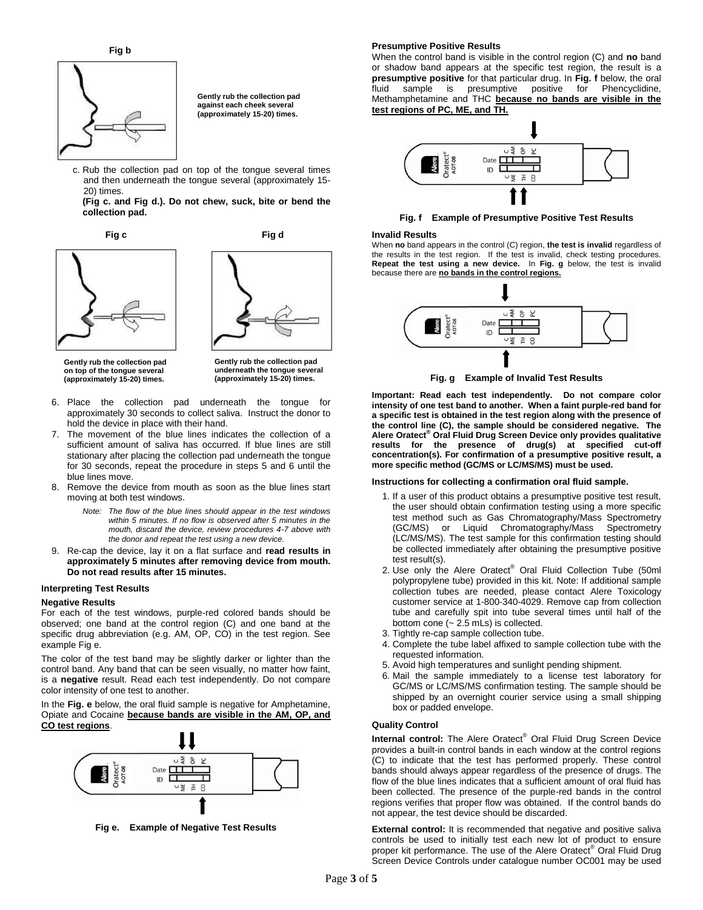**Fig b**

Gently rub the collection pad against each cheek several (approximately 15-20) times.

c. Rub the collection pad on top of the tongue several times and then underneath the tongue several (approximately 15-20) times.
**(Fig c. and Fig d.). Do not chew, suck, bite or bend the collection pad.**

**Fig c**

Gently rub the collection pad on top of the tongue several (approximately 15-20) times.

**Fig d**

Gently rub the collection pad underneath the tongue several (approximately 15-20) times.

6. Place the collection pad underneath the tongue for approximately 30 seconds to collect saliva. Instruct the donor to hold the device in place with their hand.
7. The movement of the blue lines indicates the collection of a sufficient amount of saliva has occurred. If blue lines are still stationary after placing the collection pad underneath the tongue for 30 seconds, repeat the procedure in steps 5 and 6 until the blue lines move.
8. Remove the device from mouth as soon as the blue lines start moving at both test windows.

   *Note: The flow of the blue lines should appear in the test windows within 5 minutes. If no flow is observed after 5 minutes in the mouth, discard the device, review procedures 4-7 above with the donor and repeat the test using a new device.*

9. Re-cap the device, lay it on a flat surface and **read results in approximately 5 minutes after removing device from mouth. Do not read results after 15 minutes.**

#### Interpreting Test Results

**Negative Results**

For each of the test windows, purple-red colored bands should be observed; one band at the control region (C) and one band at the specific drug abbreviation (e.g. AM, OP, CO) in the test region. See example Fig e.

The color of the test band may be slightly darker or lighter than the control band. Any band that can be seen visually, no matter how faint, is a **negative** result. Read each test independently. Do not compare color intensity of one test to another.

In the **Fig. e** below, the oral fluid sample is negative for Amphetamine, Opiate and Cocaine **because bands are visible in the AM, OP, and CO test regions**.

**Fig e. Example of Negative Test Results**

**Presumptive Positive Results**

When the control band is visible in the control region (C) and **no** band or shadow band appears at the specific test region, the result is a **presumptive positive** for that particular drug. In **Fig. f** below, the oral fluid sample is presumptive positive for Phencyclidine, Methamphetamine and THC **because no bands are visible in the test regions of PC, ME, and TH.**

**Fig. f Example of Presumptive Positive Test Results**

**Invalid Results**

When **no** band appears in the control (C) region, **the test is invalid** regardless of the results in the test region. If the test is invalid, check testing procedures. **Repeat the test using a new device.** In **Fig. g** below, the test is invalid because there are **no bands in the control regions.**

**Fig. g Example of Invalid Test Results**

**Important: Read each test independently. Do not compare color intensity of one test band to another. When a faint purple-red band for a specific test is obtained in the test region along with the presence of the control line (C), the sample should be considered negative. The Alere Oratect® Oral Fluid Drug Screen Device only provides qualitative results for the presence of drug(s) at specified cut-off concentration(s). For confirmation of a presumptive positive result, a more specific method (GC/MS or LC/MS/MS) must be used.**

**Instructions for collecting a confirmation oral fluid sample.**

1. If a user of this product obtains a presumptive positive test result, the user should obtain confirmation testing using a more specific test method such as Gas Chromatography/Mass Spectrometry (GC/MS) or Liquid Chromatography/Mass Spectrometry (LC/MS/MS). The test sample for this confirmation testing should be collected immediately after obtaining the presumptive positive test result(s).
2. Use only the Alere Oratect® Oral Fluid Collection Tube (50ml polypropylene tube) provided in this kit. Note: If additional sample collection tubes are needed, please contact Alere Toxicology customer service at 1-800-340-4029. Remove cap from collection tube and carefully spit into tube several times until half of the bottom cone (~ 2.5 mLs) is collected.
3. Tightly re-cap sample collection tube.
4. Complete the tube label affixed to sample collection tube with the requested information.
5. Avoid high temperatures and sunlight pending shipment.
6. Mail the sample immediately to a license test laboratory for GC/MS or LC/MS/MS confirmation testing. The sample should be shipped by an overnight courier service using a small shipping box or padded envelope.

**Quality Control**

**Internal control:** The Alere Oratect® Oral Fluid Drug Screen Device provides a built-in control bands in each window at the control regions (C) to indicate that the test has performed properly. These control bands should always appear regardless of the presence of drugs. The flow of the blue lines indicates that a sufficient amount of oral fluid has been collected. The presence of the purple-red bands in the control regions verifies that proper flow was obtained. If the control bands do not appear, the test device should be discarded.

**External control:** It is recommended that negative and positive saliva controls be used to initially test each new lot of product to ensure proper kit performance. The use of the Alere Oratect® Oral Fluid Drug Screen Device Controls under catalogue number OC001 may be used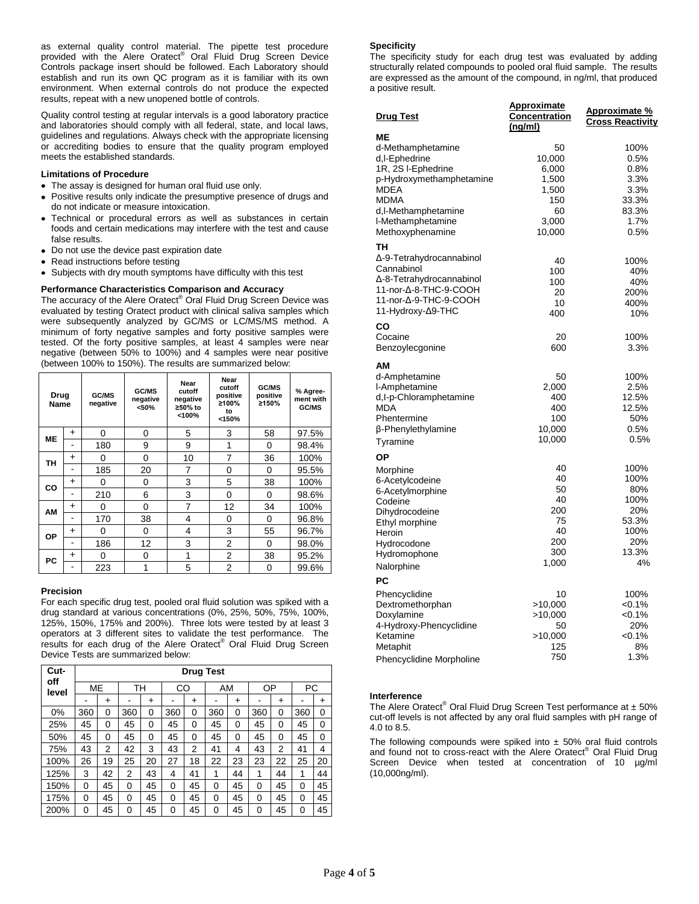as external quality control material. The pipette test procedure provided with the Alere Oratect® Oral Fluid Drug Screen Device Controls package insert should be followed. Each Laboratory should establish and run its own QC program as it is familiar with its own environment. When external controls do not produce the expected results, repeat with a new unopened bottle of controls.

Quality control testing at regular intervals is a good laboratory practice and laboratories should comply with all federal, state, and local laws, guidelines and regulations. Always check with the appropriate licensing or accrediting bodies to ensure that the quality program employed meets the established standards.

### Limitations of Procedure

- The assay is designed for human oral fluid use only.
- Positive results only indicate the presumptive presence of drugs and do not indicate or measure intoxication.
- Technical or procedural errors as well as substances in certain foods and certain medications may interfere with the test and cause false results.
- Do not use the device past expiration date
- Read instructions before testing
- Subjects with dry mouth symptoms have difficulty with this test

### Performance Characteristics Comparison and Accuracy

The accuracy of the Alere Oratect® Oral Fluid Drug Screen Device was evaluated by testing Oratect product with clinical saliva samples which were subsequently analyzed by GC/MS or LC/MS/MS method. A minimum of forty negative samples and forty positive samples were tested. Of the forty positive samples, at least 4 samples were near negative (between 50% to 100%) and 4 samples were near positive (between 100% to 150%). The results are summarized below:

| Drug Name | | GC/MS negative | GC/MS negative <50% | Near cutoff negative ≥50% to <100% | Near cutoff positive ≥100% to <150% | GC/MS positive ≥150% | % Agree-ment with GC/MS |
|---|---|---|---|---|---|---|---|
| ME | + | 0 | 0 | 5 | 3 | 58 | 97.5% |
| | - | 180 | 9 | 9 | 1 | 0 | 98.4% |
| TH | + | 0 | 0 | 10 | 7 | 36 | 100% |
| | - | 185 | 20 | 7 | 0 | 0 | 95.5% |
| CO | + | 0 | 0 | 3 | 5 | 38 | 100% |
| | - | 210 | 6 | 3 | 0 | 0 | 98.6% |
| AM | + | 0 | 0 | 7 | 12 | 34 | 100% |
| | - | 170 | 38 | 4 | 0 | 0 | 96.8% |
| OP | + | 0 | 0 | 4 | 3 | 55 | 96.7% |
| | - | 186 | 12 | 3 | 2 | 0 | 98.0% |
| PC | + | 0 | 0 | 1 | 2 | 38 | 95.2% |
| | - | 223 | 1 | 5 | 2 | 0 | 99.6% |

### Precision

For each specific drug test, pooled oral fluid solution was spiked with a drug standard at various concentrations (0%, 25%, 50%, 75%, 100%, 125%, 150%, 175% and 200%). Three lots were tested by at least 3 operators at 3 different sites to validate the test performance. The results for each drug of the Alere Oratect® Oral Fluid Drug Screen Device Tests are summarized below:

| Cut-off level | Drug Test | | | | | | | | | | | |
|---|---|---|---|---|---|---|---|---|---|---|---|---|
| | ME | | TH | | CO | | AM | | OP | | PC | |
| | - | + | - | + | - | + | - | + | - | + | - | + |
| 0% | 360 | 0 | 360 | 0 | 360 | 0 | 360 | 0 | 360 | 0 | 360 | 0 |
| 25% | 45 | 0 | 45 | 0 | 45 | 0 | 45 | 0 | 45 | 0 | 45 | 0 |
| 50% | 45 | 0 | 45 | 0 | 45 | 0 | 45 | 0 | 45 | 0 | 45 | 0 |
| 75% | 43 | 2 | 42 | 3 | 43 | 2 | 41 | 4 | 43 | 2 | 41 | 4 |
| 100% | 26 | 19 | 25 | 20 | 27 | 18 | 22 | 23 | 23 | 22 | 25 | 20 |
| 125% | 3 | 42 | 2 | 43 | 4 | 41 | 1 | 44 | 1 | 44 | 1 | 44 |
| 150% | 0 | 45 | 0 | 45 | 0 | 45 | 0 | 45 | 0 | 45 | 0 | 45 |
| 175% | 0 | 45 | 0 | 45 | 0 | 45 | 0 | 45 | 0 | 45 | 0 | 45 |
| 200% | 0 | 45 | 0 | 45 | 0 | 45 | 0 | 45 | 0 | 45 | 0 | 45 |

### Specificity

The specificity study for each drug test was evaluated by adding structurally related compounds to pooled oral fluid sample. The results are expressed as the amount of the compound, in ng/ml, that produced a positive result.

| Drug Test | Approximate Concentration (ng/ml) | Approximate % Cross Reactivity |
|---|---|---|
| **ME** | | |
| d-Methamphetamine | 50 | 100% |
| d,l-Ephedrine | 10,000 | 0.5% |
| 1R, 2S l-Ephedrine | 6,000 | 0.8% |
| p-Hydroxymethamphetamine | 1,500 | 3.3% |
| MDEA | 1,500 | 3.3% |
| MDMA | 150 | 33.3% |
| d,l-Methamphetamine | 60 | 83.3% |
| l-Methamphetamine | 3,000 | 1.7% |
| Methoxyphenamine | 10,000 | 0.5% |
| **TH** | | |
| Δ-9-Tetrahydrocannabinol | 40 | 100% |
| Cannabinol | 100 | 40% |
| Δ-8-Tetrahydrocannabinol | 100 | 40% |
| 11-nor-Δ-8-THC-9-COOH | 20 | 200% |
| 11-nor-Δ-9-THC-9-COOH | 10 | 400% |
| 11-Hydroxy-Δ9-THC | 400 | 10% |
| **CO** | | |
| Cocaine | 20 | 100% |
| Benzoylecgonine | 600 | 3.3% |
| **AM** | | |
| d-Amphetamine | 50 | 100% |
| l-Amphetamine | 2,000 | 2.5% |
| d,l-p-Chloramphetamine | 400 | 12.5% |
| MDA | 400 | 12.5% |
| Phentermine | 100 | 50% |
| β-Phenylethylamine | 10,000 | 0.5% |
| Tyramine | 10,000 | 0.5% |
| **OP** | | |
| Morphine | 40 | 100% |
| 6-Acetylcodeine | 40 | 100% |
| 6-Acetylmorphine | 50 | 80% |
| Codeine | 40 | 100% |
| Dihydrocodeine | 200 | 20% |
| Ethyl morphine | 75 | 53.3% |
| Heroin | 40 | 100% |
| Hydrocodone | 200 | 20% |
| Hydromophone | 300 | 13.3% |
| Nalorphine | 1,000 | 4% |
| **PC** | | |
| Phencyclidine | 10 | 100% |
| Dextromethorphan | >10,000 | <0.1% |
| Doxylamine | >10,000 | <0.1% |
| 4-Hydroxy-Phencyclidine | 50 | 20% |
| Ketamine | >10,000 | <0.1% |
| Metaphit | 125 | 8% |
| Phencyclidine Morpholine | 750 | 1.3% |

### Interference

The Alere Oratect® Oral Fluid Drug Screen Test performance at ± 50% cut-off levels is not affected by any oral fluid samples with pH range of 4.0 to 8.5.

The following compounds were spiked into ± 50% oral fluid controls and found not to cross-react with the Alere Oratect® Oral Fluid Drug Screen Device when tested at concentration of 10 µg/ml (10,000ng/ml).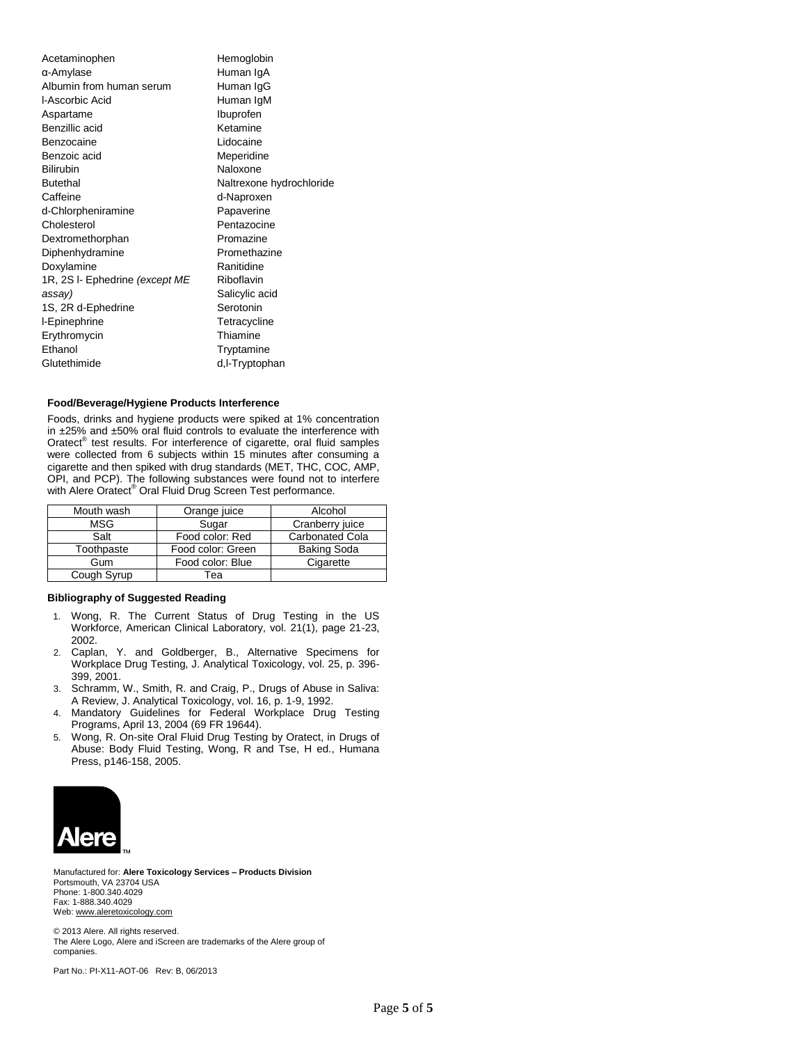Acetaminophen
α-Amylase
Albumin from human serum
l-Ascorbic Acid
Aspartame
Benzillic acid
Benzocaine
Benzoic acid
Bilirubin
Butethal
Caffeine
d-Chlorpheniramine
Cholesterol
Dextromethorphan
Diphenhydramine
Doxylamine
1R, 2S l- Ephedrine *(except ME assay)*
1S, 2R d-Ephedrine
l-Epinephrine
Erythromycin
Ethanol
Glutethimide
Hemoglobin
Human IgA
Human IgG
Human IgM
Ibuprofen
Ketamine
Lidocaine
Meperidine
Naloxone
Naltrexone hydrochloride
d-Naproxen
Papaverine
Pentazocine
Promazine
Promethazine
Ranitidine
Riboflavin
Salicylic acid
Serotonin
Tetracycline
Thiamine
Tryptamine
d,l-Tryptophan

**Food/Beverage/Hygiene Products Interference**

Foods, drinks and hygiene products were spiked at 1% concentration in ±25% and ±50% oral fluid controls to evaluate the interference with Oratect® test results. For interference of cigarette, oral fluid samples were collected from 6 subjects within 15 minutes after consuming a cigarette and then spiked with drug standards (MET, THC, COC, AMP, OPI, and PCP). The following substances were found not to interfere with Alere Oratect® Oral Fluid Drug Screen Test performance.

| | | |
|---|---|---|
| Mouth wash | Orange juice | Alcohol |
| MSG | Sugar | Cranberry juice |
| Salt | Food color: Red | Carbonated Cola |
| Toothpaste | Food color: Green | Baking Soda |
| Gum | Food color: Blue | Cigarette |
| Cough Syrup | Tea | |

**Bibliography of Suggested Reading**

1. Wong, R. The Current Status of Drug Testing in the US Workforce, American Clinical Laboratory, vol. 21(1), page 21-23, 2002.
2. Caplan, Y. and Goldberger, B., Alternative Specimens for Workplace Drug Testing, J. Analytical Toxicology, vol. 25, p. 396-399, 2001.
3. Schramm, W., Smith, R. and Craig, P., Drugs of Abuse in Saliva: A Review, J. Analytical Toxicology, vol. 16, p. 1-9, 1992.
4. Mandatory Guidelines for Federal Workplace Drug Testing Programs, April 13, 2004 (69 FR 19644).
5. Wong, R. On-site Oral Fluid Drug Testing by Oratect, in Drugs of Abuse: Body Fluid Testing, Wong, R and Tse, H ed., Humana Press, p146-158, 2005.

Alere™

Manufactured for: **Alere Toxicology Services – Products Division**
Portsmouth, VA 23704 USA
Phone: 1-800.340.4029
Fax: 1-888.340.4029
Web: www.aleretoxicology.com

© 2013 Alere. All rights reserved.
The Alere Logo, Alere and iScreen are trademarks of the Alere group of companies.

Part No.: PI-X11-AOT-06 Rev: B, 06/2013